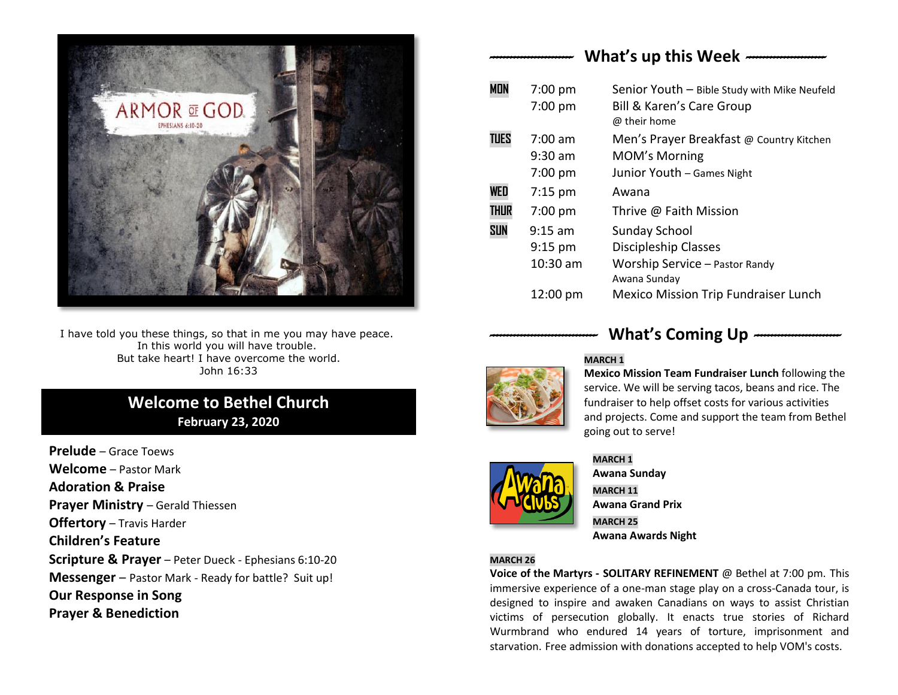I have told you these things, so that in me you may have peace.
In this world you will have trouble.
But take heart! I have overcome the world.
John 16:33

## Welcome to Bethel Church

**February 23, 2020**

**Prelude** – Grace Toews
**Welcome** – Pastor Mark
**Adoration & Praise**
**Prayer Ministry** – Gerald Thiessen
**Offertory** – Travis Harder
**Children's Feature**
**Scripture & Prayer** – Peter Dueck - Ephesians 6:10-20
**Messenger** – Pastor Mark - Ready for battle? Suit up!
**Our Response in Song**
**Prayer & Benediction**

## What's up this Week

| | | |
|---|---|---|
| MON | 7:00 pm | Senior Youth – Bible Study with Mike Neufeld |
| | 7:00 pm | Bill & Karen's Care Group @ their home |
| TUES | 7:00 am | Men's Prayer Breakfast @ Country Kitchen |
| | 9:30 am | MOM's Morning |
| | 7:00 pm | Junior Youth – Games Night |
| WED | 7:15 pm | Awana |
| THUR | 7:00 pm | Thrive @ Faith Mission |
| SUN | 9:15 am | Sunday School |
| | 9:15 pm | Discipleship Classes |
| | 10:30 am | Worship Service – Pastor Randy Awana Sunday |
| | 12:00 pm | Mexico Mission Trip Fundraiser Lunch |

## What's Coming Up

**MARCH 1**
**Mexico Mission Team Fundraiser Lunch** following the service. We will be serving tacos, beans and rice. The fundraiser to help offset costs for various activities and projects. Come and support the team from Bethel going out to serve!

**MARCH 1**
**Awana Sunday**

**MARCH 11**
**Awana Grand Prix**

**MARCH 25**
**Awana Awards Night**

**MARCH 26**
**Voice of the Martyrs - SOLITARY REFINEMENT** @ Bethel at 7:00 pm. This immersive experience of a one-man stage play on a cross-Canada tour, is designed to inspire and awaken Canadians on ways to assist Christian victims of persecution globally. It enacts true stories of Richard Wurmbrand who endured 14 years of torture, imprisonment and starvation. Free admission with donations accepted to help VOM's costs.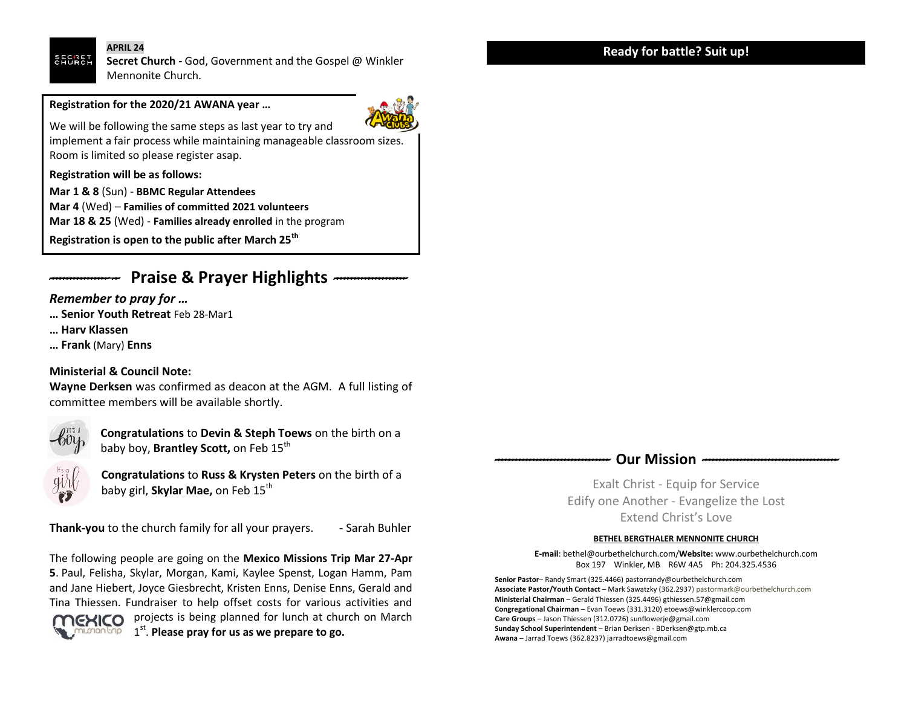**APRIL 24**
**Secret Church -** God, Government and the Gospel @ Winkler Mennonite Church.

**Registration for the 2020/21 AWANA year …**

We will be following the same steps as last year to try and implement a fair process while maintaining manageable classroom sizes. Room is limited so please register asap.

**Registration will be as follows:**

**Mar 1 & 8** (Sun) - **BBMC Regular Attendees**
**Mar 4** (Wed) – **Families of committed 2021 volunteers**
**Mar 18 & 25** (Wed) - **Families already enrolled** in the program
**Registration is open to the public after March 25th**

## Praise & Prayer Highlights

***Remember to pray for …***

**… Senior Youth Retreat** Feb 28-Mar1
**… Harv Klassen**
**… Frank** (Mary) **Enns**

**Ministerial & Council Note:**
**Wayne Derksen** was confirmed as deacon at the AGM. A full listing of committee members will be available shortly.

**Congratulations** to **Devin & Steph Toews** on the birth on a baby boy, **Brantley Scott,** on Feb 15th

**Congratulations** to **Russ & Krysten Peters** on the birth of a baby girl, **Skylar Mae,** on Feb 15th

**Thank-you** to the church family for all your prayers. - Sarah Buhler

The following people are going on the **Mexico Missions Trip Mar 27-Apr 5**. Paul, Felisha, Skylar, Morgan, Kami, Kaylee Spenst, Logan Hamm, Pam and Jane Hiebert, Joyce Giesbrecht, Kristen Enns, Denise Enns, Gerald and Tina Thiessen. Fundraiser to help offset costs for various activities and projects is being planned for lunch at church on March 1st. **Please pray for us as we prepare to go.**

**Ready for battle? Suit up!**

## Our Mission

Exalt Christ - Equip for Service
Edify one Another - Evangelize the Lost
Extend Christ's Love

**BETHEL BERGTHALER MENNONITE CHURCH**

**E-mail**: bethel@ourbethelchurch.com/**Website:** www.ourbethelchurch.com
Box 197 Winkler, MB R6W 4A5 Ph: 204.325.4536

**Senior Pastor**– Randy Smart (325.4466) pastorrandy@ourbethelchurch.com
**Associate Pastor/Youth Contact** – Mark Sawatzky (362.2937) pastormark@ourbethelchurch.com
**Ministerial Chairman** – Gerald Thiessen (325.4496) gthiessen.57@gmail.com
**Congregational Chairman** – Evan Toews (331.3120) etoews@winklercoop.com
**Care Groups** – Jason Thiessen (312.0726) sunflowerje@gmail.com
**Sunday School Superintendent** – Brian Derksen - BDerksen@gtp.mb.ca
**Awana** – Jarrad Toews (362.8237) jarradtoews@gmail.com